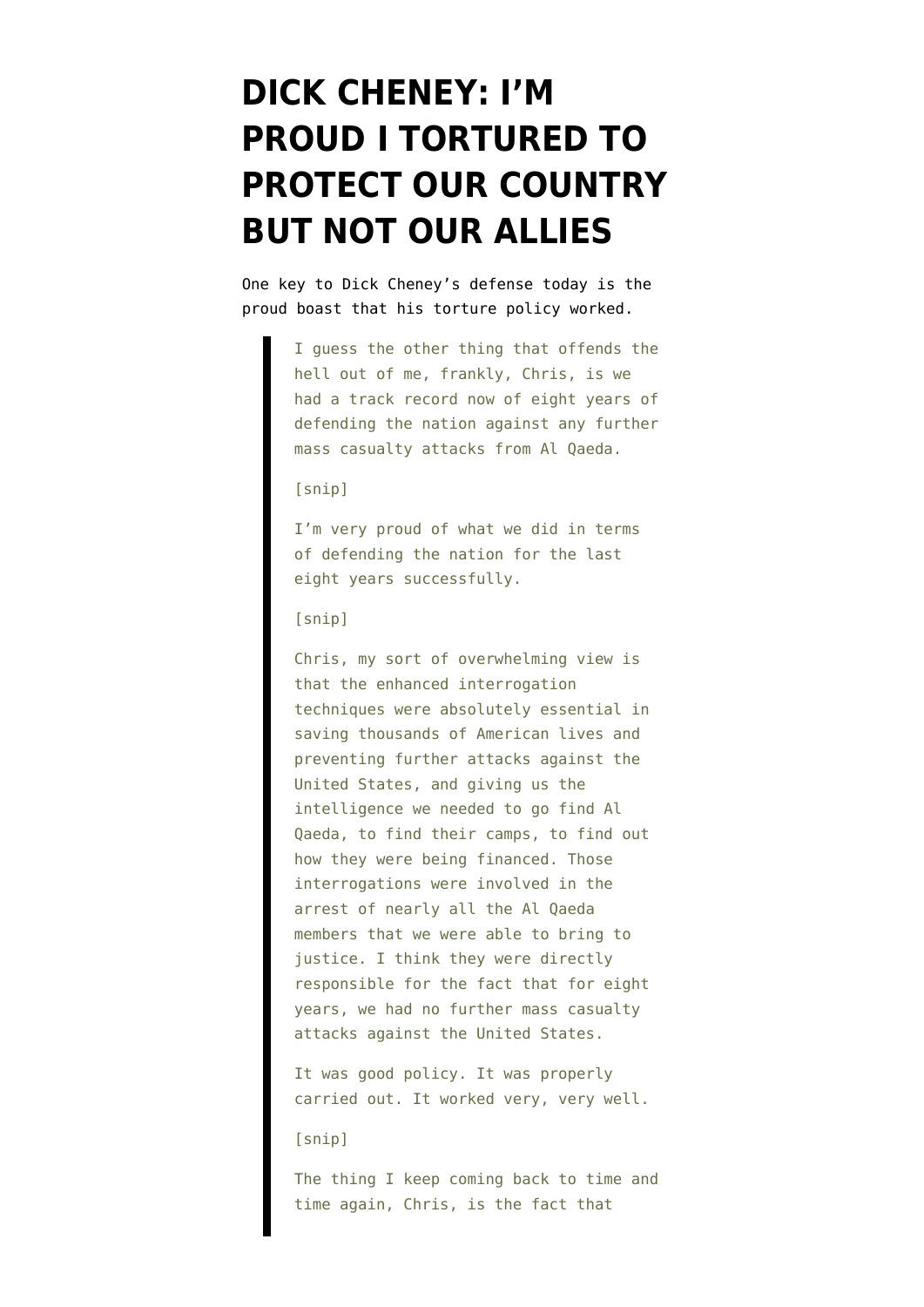# DICK CHENEY: I'M PROUD I TORTURED TO PROTECT OUR COUNTRY BUT NOT OUR ALLIES

One key to Dick Cheney's defense today is the proud boast that his torture policy worked.

> I guess the other thing that offends the hell out of me, frankly, Chris, is we had a track record now of eight years of defending the nation against any further mass casualty attacks from Al Qaeda.
>
> [snip]
>
> I'm very proud of what we did in terms of defending the nation for the last eight years successfully.
>
> [snip]
>
> Chris, my sort of overwhelming view is that the enhanced interrogation techniques were absolutely essential in saving thousands of American lives and preventing further attacks against the United States, and giving us the intelligence we needed to go find Al Qaeda, to find their camps, to find out how they were being financed. Those interrogations were involved in the arrest of nearly all the Al Qaeda members that we were able to bring to justice. I think they were directly responsible for the fact that for eight years, we had no further mass casualty attacks against the United States.
>
> It was good policy. It was properly carried out. It worked very, very well.
>
> [snip]
>
> The thing I keep coming back to time and time again, Chris, is the fact that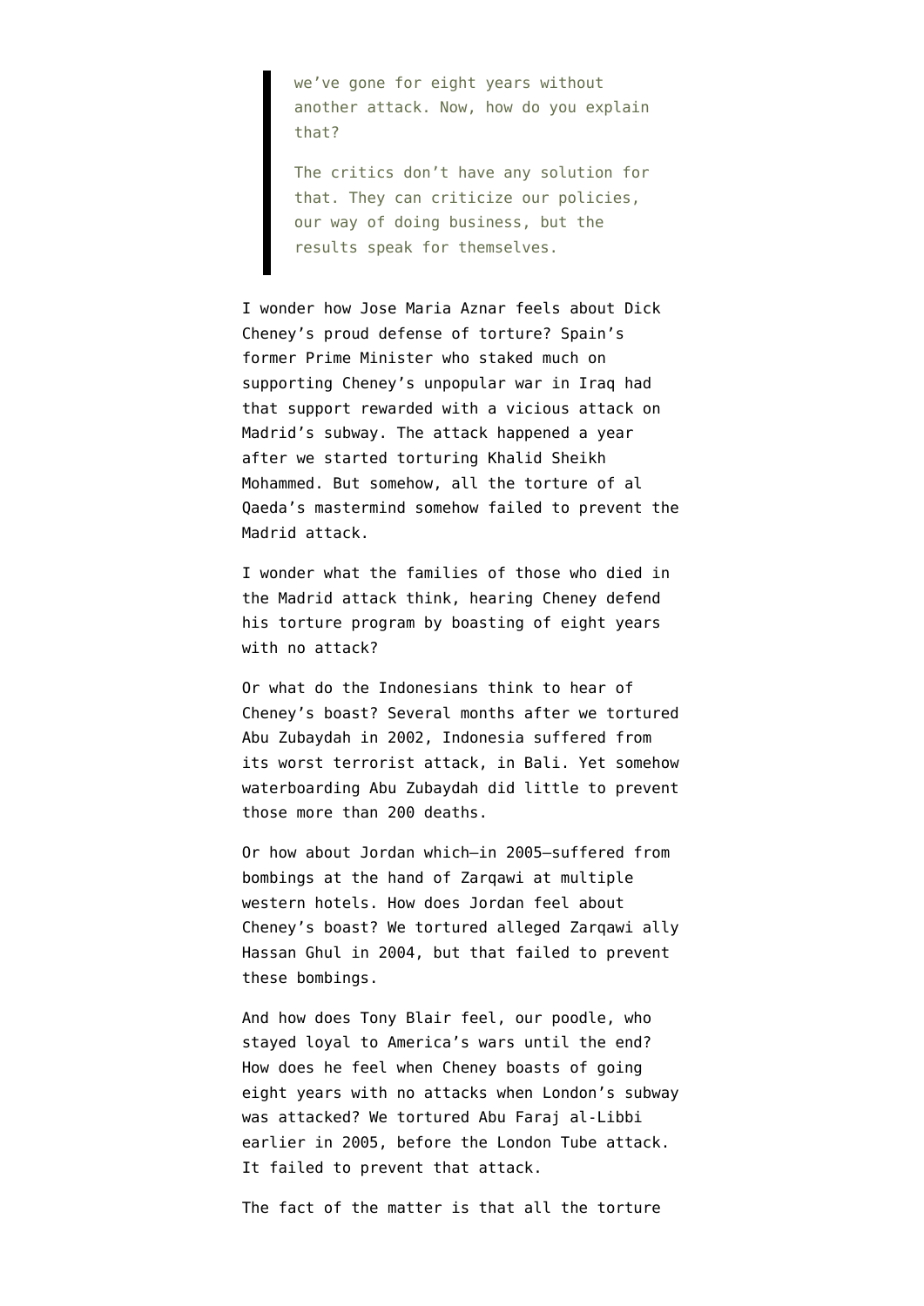> we've gone for eight years without another attack. Now, how do you explain that?
>
> The critics don't have any solution for that. They can criticize our policies, our way of doing business, but the results speak for themselves.

I wonder how Jose Maria Aznar feels about Dick Cheney's proud defense of torture? Spain's former Prime Minister who staked much on supporting Cheney's unpopular war in Iraq had that support rewarded with a vicious attack on Madrid's subway. The attack happened a year after we started torturing Khalid Sheikh Mohammed. But somehow, all the torture of al Qaeda's mastermind somehow failed to prevent the Madrid attack.

I wonder what the families of those who died in the Madrid attack think, hearing Cheney defend his torture program by boasting of eight years with no attack?

Or what do the Indonesians think to hear of Cheney's boast? Several months after we tortured Abu Zubaydah in 2002, Indonesia suffered from its worst terrorist attack, in Bali. Yet somehow waterboarding Abu Zubaydah did little to prevent those more than 200 deaths.

Or how about Jordan which—in 2005—suffered from bombings at the hand of Zarqawi at multiple western hotels. How does Jordan feel about Cheney's boast? We tortured alleged Zarqawi ally Hassan Ghul in 2004, but that failed to prevent these bombings.

And how does Tony Blair feel, our poodle, who stayed loyal to America's wars until the end? How does he feel when Cheney boasts of going eight years with no attacks when London's subway was attacked? We tortured Abu Faraj al-Libbi earlier in 2005, before the London Tube attack. It failed to prevent that attack.

The fact of the matter is that all the torture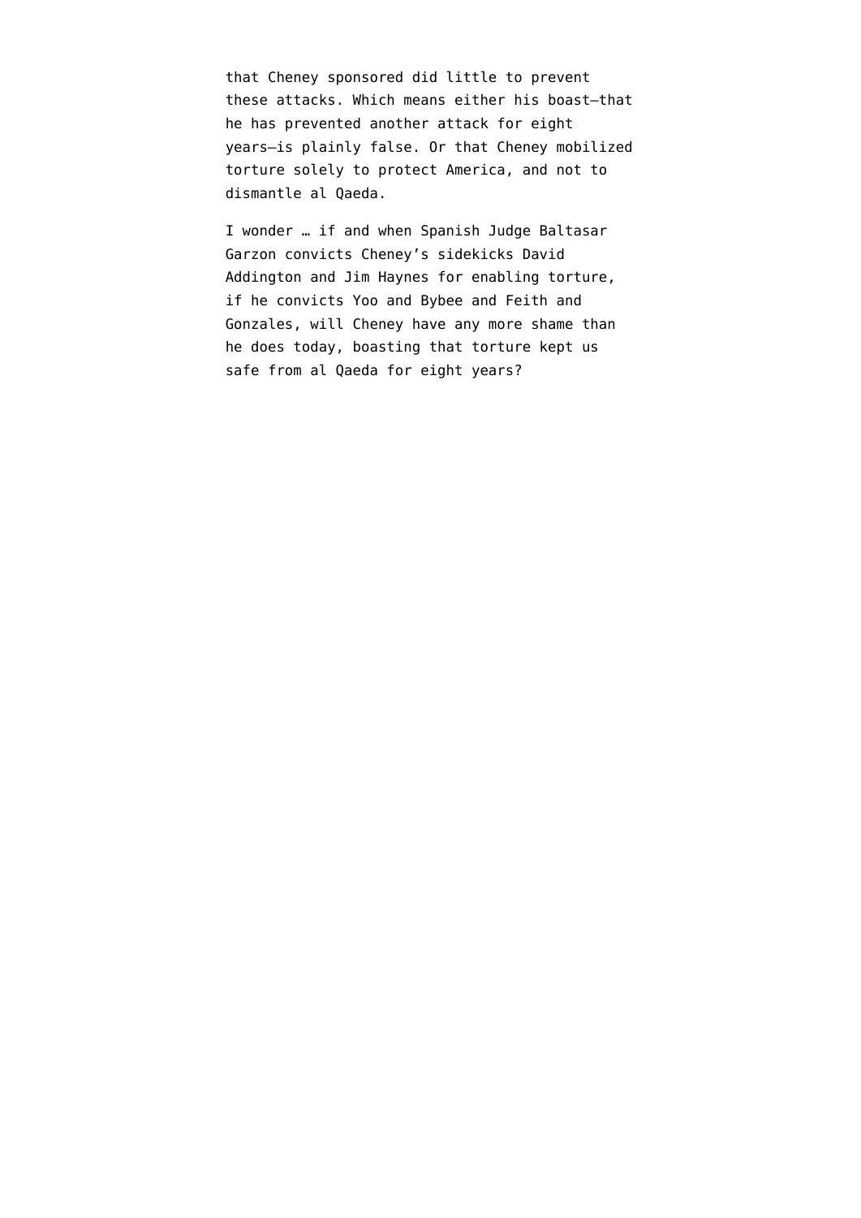that Cheney sponsored did little to prevent these attacks. Which means either his boast—that he has prevented another attack for eight years—is plainly false. Or that Cheney mobilized torture solely to protect America, and not to dismantle al Qaeda.

I wonder … if and when Spanish Judge Baltasar Garzon convicts Cheney's sidekicks David Addington and Jim Haynes for enabling torture, if he convicts Yoo and Bybee and Feith and Gonzales, will Cheney have any more shame than he does today, boasting that torture kept us safe from al Qaeda for eight years?